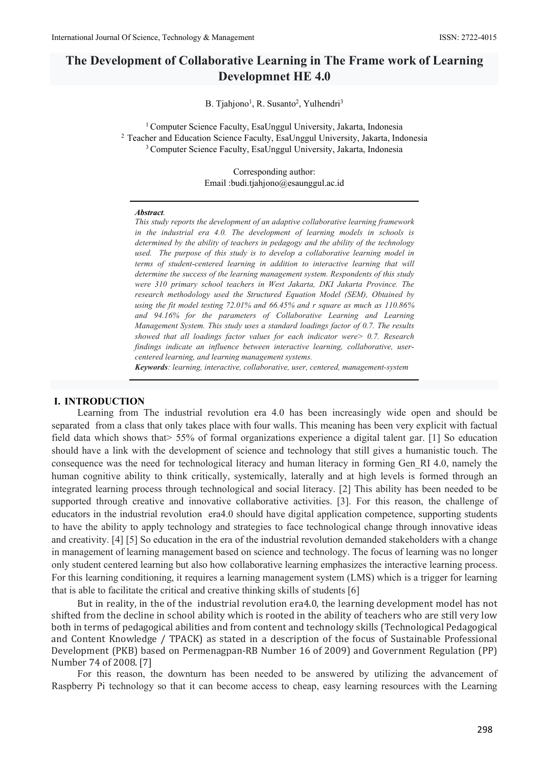# The Development of Collaborative Learning in The Frame work of Learning Developmnet HE 4.0

B. Tjahjono[1], R. Susanto[2], Yulhendri[3]

[1] Computer Science Faculty, EsaUnggul University, Jakarta, Indonesia
[2] Teacher and Education Science Faculty, EsaUnggul University, Jakarta, Indonesia
[3] Computer Science Faculty, EsaUnggul University, Jakarta, Indonesia

Corresponding author:
Email :budi.tjahjono@esaunggul.ac.id

***Abstract**.*
*This study reports the development of an adaptive collaborative learning framework in the industrial era 4.0. The development of learning models in schools is determined by the ability of teachers in pedagogy and the ability of the technology used. The purpose of this study is to develop a collaborative learning model in terms of student-centered learning in addition to interactive learning that will determine the success of the learning management system. Respondents of this study were 310 primary school teachers in West Jakarta, DKI Jakarta Province. The research methodology used the Structured Equation Model (SEM), Obtained by using the fit model testing 72.01% and 66.45% and r square as much as 110.86% and 94.16% for the parameters of Collaborative Learning and Learning Management System. This study uses a standard loadings factor of 0.7. The results showed that all loadings factor values for each indicator were> 0.7. Research findings indicate an influence between interactive learning, collaborative, user-centered learning, and learning management systems.*
***Keywords**: learning, interactive, collaborative, user, centered, management-system*

## I. INTRODUCTION

Learning from The industrial revolution era 4.0 has been increasingly wide open and should be separated from a class that only takes place with four walls. This meaning has been very explicit with factual field data which shows that> 55% of formal organizations experience a digital talent gar. [1] So education should have a link with the development of science and technology that still gives a humanistic touch. The consequence was the need for technological literacy and human literacy in forming Gen_RI 4.0, namely the human cognitive ability to think critically, systemically, laterally and at high levels is formed through an integrated learning process through technological and social literacy. [2] This ability has been needed to be supported through creative and innovative collaborative activities. [3]. For this reason, the challenge of educators in the industrial revolution era4.0 should have digital application competence, supporting students to have the ability to apply technology and strategies to face technological change through innovative ideas and creativity. [4] [5] So education in the era of the industrial revolution demanded stakeholders with a change in management of learning management based on science and technology. The focus of learning was no longer only student centered learning but also how collaborative learning emphasizes the interactive learning process. For this learning conditioning, it requires a learning management system (LMS) which is a trigger for learning that is able to facilitate the critical and creative thinking skills of students [6]

But in reality, in the of the industrial revolution era4.0, the learning development model has not shifted from the decline in school ability which is rooted in the ability of teachers who are still very low both in terms of pedagogical abilities and from content and technology skills (Technological Pedagogical and Content Knowledge / TPACK) as stated in a description of the focus of Sustainable Professional Development (PKB) based on Permenagpan-RB Number 16 of 2009) and Government Regulation (PP) Number 74 of 2008. [7]

For this reason, the downturn has been needed to be answered by utilizing the advancement of Raspberry Pi technology so that it can become access to cheap, easy learning resources with the Learning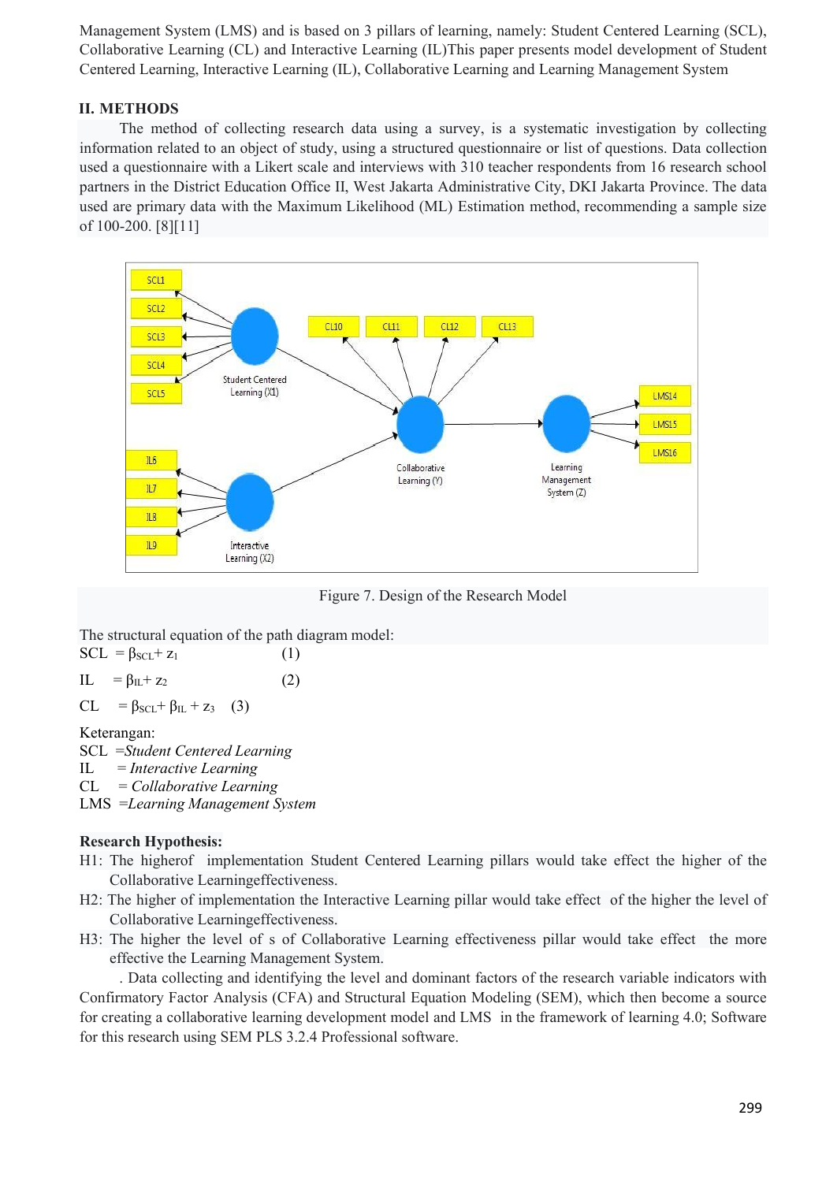Management System (LMS) and is based on 3 pillars of learning, namely: Student Centered Learning (SCL), Collaborative Learning (CL) and Interactive Learning (IL)This paper presents model development of Student Centered Learning, Interactive Learning (IL), Collaborative Learning and Learning Management System

## II. METHODS

The method of collecting research data using a survey, is a systematic investigation by collecting information related to an object of study, using a structured questionnaire or list of questions. Data collection used a questionnaire with a Likert scale and interviews with 310 teacher respondents from 16 research school partners in the District Education Office II, West Jakarta Administrative City, DKI Jakarta Province. The data used are primary data with the Maximum Likelihood (ML) Estimation method, recommending a sample size of 100-200. [8][11]

Figure 7. Design of the Research Model

The structural equation of the path diagram model:

$SCL = \beta_{SCL} + z_1$ (1)

$IL = \beta_{IL} + z_2$ (2)

$CL = \beta_{SCL} + \beta_{IL} + z_3$ (3)

Keterangan:
SCL = *Student Centered Learning*
IL = *Interactive Learning*
CL = *Collaborative Learning*
LMS = *Learning Management System*

**Research Hypothesis:**

H1: The higherof implementation Student Centered Learning pillars would take effect the higher of the Collaborative Learningeffectiveness.

H2: The higher of implementation the Interactive Learning pillar would take effect of the higher the level of Collaborative Learningeffectiveness.

H3: The higher the level of s of Collaborative Learning effectiveness pillar would take effect the more effective the Learning Management System.

. Data collecting and identifying the level and dominant factors of the research variable indicators with Confirmatory Factor Analysis (CFA) and Structural Equation Modeling (SEM), which then become a source for creating a collaborative learning development model and LMS in the framework of learning 4.0; Software for this research using SEM PLS 3.2.4 Professional software.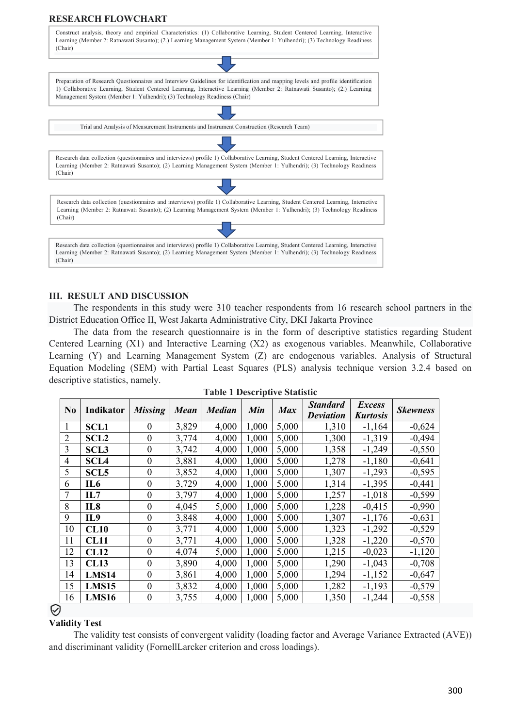## RESEARCH FLOWCHART

Construct analysis, theory and empirical Characteristics: (1) Collaborative Learning, Student Centered Learning, Interactive Learning (Member 2: Ratnawati Susanto); (2.) Learning Management System (Member 1: Yulhendri); (3) Technology Readiness (Chair)

↓

Preparation of Research Questionnaires and Interview Guidelines for identification and mapping levels and profile identification 1) Collaborative Learning, Student Centered Learning, Interactive Learning (Member 2: Ratnawati Susanto); (2.) Learning Management System (Member 1: Yulhendri); (3) Technology Readiness (Chair)

↓

Trial and Analysis of Measurement Instruments and Instrument Construction (Research Team)

↓

Research data collection (questionnaires and interviews) profile 1) Collaborative Learning, Student Centered Learning, Interactive Learning (Member 2: Ratnawati Susanto); (2) Learning Management System (Member 1: Yulhendri); (3) Technology Readiness (Chair)

↓

Research data collection (questionnaires and interviews) profile 1) Collaborative Learning, Student Centered Learning, Interactive Learning (Member 2: Ratnawati Susanto); (2) Learning Management System (Member 1: Yulhendri); (3) Technology Readiness (Chair)

↓

Research data collection (questionnaires and interviews) profile 1) Collaborative Learning, Student Centered Learning, Interactive Learning (Member 2: Ratnawati Susanto); (2) Learning Management System (Member 1: Yulhendri); (3) Technology Readiness (Chair)

## III. RESULT AND DISCUSSION

The respondents in this study were 310 teacher respondents from 16 research school partners in the District Education Office II, West Jakarta Administrative City, DKI Jakarta Province

The data from the research questionnaire is in the form of descriptive statistics regarding Student Centered Learning (X1) and Interactive Learning (X2) as exogenous variables. Meanwhile, Collaborative Learning (Y) and Learning Management System (Z) are endogenous variables. Analysis of Structural Equation Modeling (SEM) with Partial Least Squares (PLS) analysis technique version 3.2.4 based on descriptive statistics, namely.

**Table 1 Descriptive Statistic**

| No | Indikator | *Missing* | *Mean* | *Median* | *Min* | *Max* | *Standard Deviation* | *Excess Kurtosis* | *Skewness* |
|---|---|---|---|---|---|---|---|---|---|
| 1 | **SCL1** | 0 | 3,829 | 4,000 | 1,000 | 5,000 | 1,310 | -1,164 | -0,624 |
| 2 | **SCL2** | 0 | 3,774 | 4,000 | 1,000 | 5,000 | 1,300 | -1,319 | -0,494 |
| 3 | **SCL3** | 0 | 3,742 | 4,000 | 1,000 | 5,000 | 1,358 | -1,249 | -0,550 |
| 4 | **SCL4** | 0 | 3,881 | 4,000 | 1,000 | 5,000 | 1,278 | -1,180 | -0,641 |
| 5 | **SCL5** | 0 | 3,852 | 4,000 | 1,000 | 5,000 | 1,307 | -1,293 | -0,595 |
| 6 | **IL6** | 0 | 3,729 | 4,000 | 1,000 | 5,000 | 1,314 | -1,395 | -0,441 |
| 7 | **IL7** | 0 | 3,797 | 4,000 | 1,000 | 5,000 | 1,257 | -1,018 | -0,599 |
| 8 | **IL8** | 0 | 4,045 | 5,000 | 1,000 | 5,000 | 1,228 | -0,415 | -0,990 |
| 9 | **IL9** | 0 | 3,848 | 4,000 | 1,000 | 5,000 | 1,307 | -1,176 | -0,631 |
| 10 | **CL10** | 0 | 3,771 | 4,000 | 1,000 | 5,000 | 1,323 | -1,292 | -0,529 |
| 11 | **CL11** | 0 | 3,771 | 4,000 | 1,000 | 5,000 | 1,328 | -1,220 | -0,570 |
| 12 | **CL12** | 0 | 4,074 | 5,000 | 1,000 | 5,000 | 1,215 | -0,023 | -1,120 |
| 13 | **CL13** | 0 | 3,890 | 4,000 | 1,000 | 5,000 | 1,290 | -1,043 | -0,708 |
| 14 | **LMS14** | 0 | 3,861 | 4,000 | 1,000 | 5,000 | 1,294 | -1,152 | -0,647 |
| 15 | **LMS15** | 0 | 3,832 | 4,000 | 1,000 | 5,000 | 1,282 | -1,193 | -0,579 |
| 16 | **LMS16** | 0 | 3,755 | 4,000 | 1,000 | 5,000 | 1,350 | -1,244 | -0,558 |

**Validity Test**

The validity test consists of convergent validity (loading factor and Average Variance Extracted (AVE)) and discriminant validity (FornellLarcker criterion and cross loadings).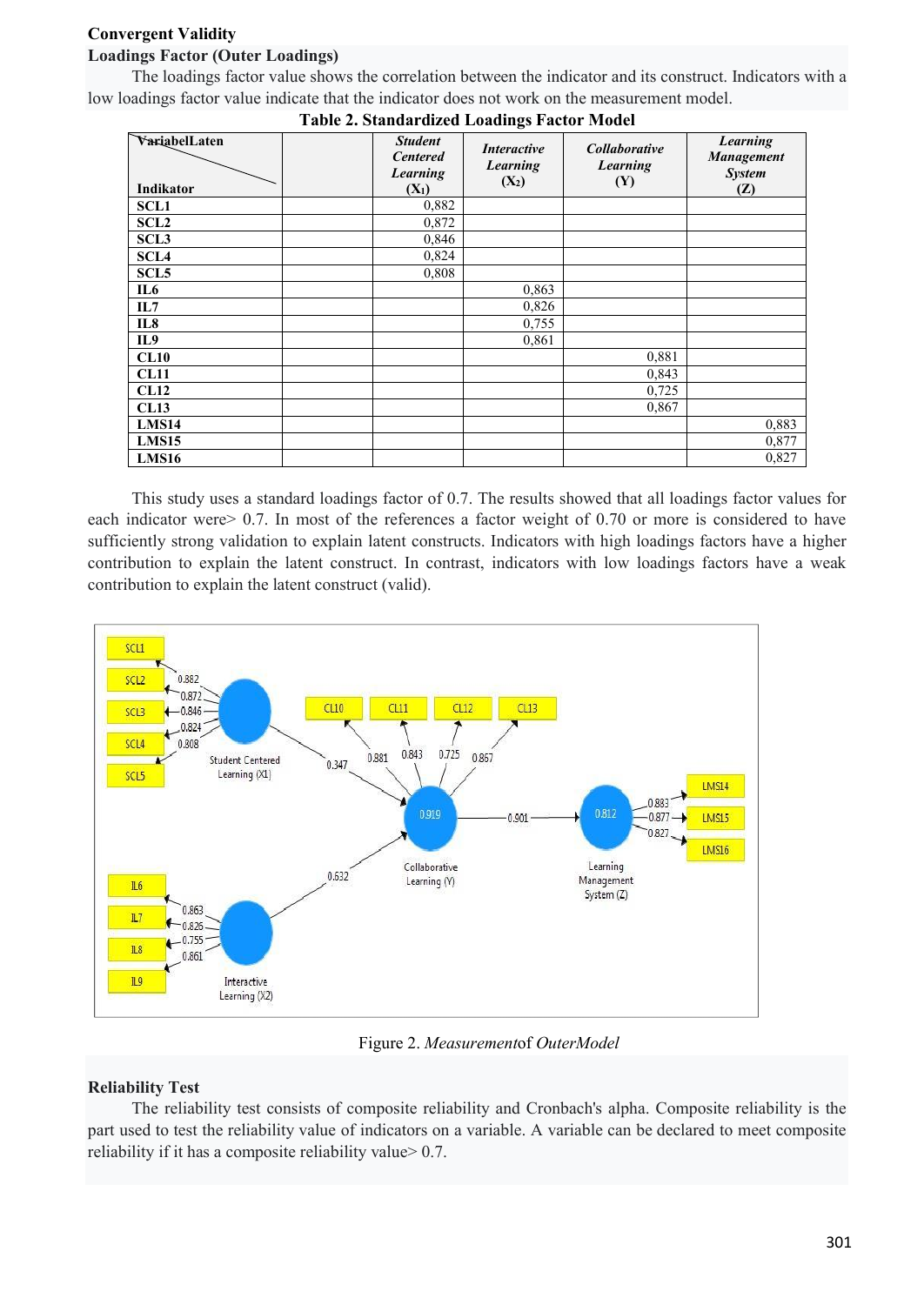**Convergent Validity**

**Loadings Factor (Outer Loadings)**

The loadings factor value shows the correlation between the indicator and its construct. Indicators with a low loadings factor value indicate that the indicator does not work on the measurement model.

**Table 2. Standardized Loadings Factor Model**

| VariabelLaten / Indikator | | *Student Centered Learning* ($X_1$) | *Interactive Learning* ($X_2$) | *Collaborative Learning* (Y) | *Learning Management System* (Z) |
|---|---|---|---|---|---|
| **SCL1** | | 0,882 | | | |
| **SCL2** | | 0,872 | | | |
| **SCL3** | | 0,846 | | | |
| **SCL4** | | 0,824 | | | |
| **SCL5** | | 0,808 | | | |
| **IL6** | | | 0,863 | | |
| **IL7** | | | 0,826 | | |
| **IL8** | | | 0,755 | | |
| **IL9** | | | 0,861 | | |
| **CL10** | | | | 0,881 | |
| **CL11** | | | | 0,843 | |
| **CL12** | | | | 0,725 | |
| **CL13** | | | | 0,867 | |
| **LMS14** | | | | | 0,883 |
| **LMS15** | | | | | 0,877 |
| **LMS16** | | | | | 0,827 |

This study uses a standard loadings factor of 0.7. The results showed that all loadings factor values for each indicator were> 0.7. In most of the references a factor weight of 0.70 or more is considered to have sufficiently strong validation to explain latent constructs. Indicators with high loadings factors have a higher contribution to explain the latent construct. In contrast, indicators with low loadings factors have a weak contribution to explain the latent construct (valid).

Figure 2. *Measurement*of *OuterModel*

**Reliability Test**

The reliability test consists of composite reliability and Cronbach's alpha. Composite reliability is the part used to test the reliability value of indicators on a variable. A variable can be declared to meet composite reliability if it has a composite reliability value> 0.7.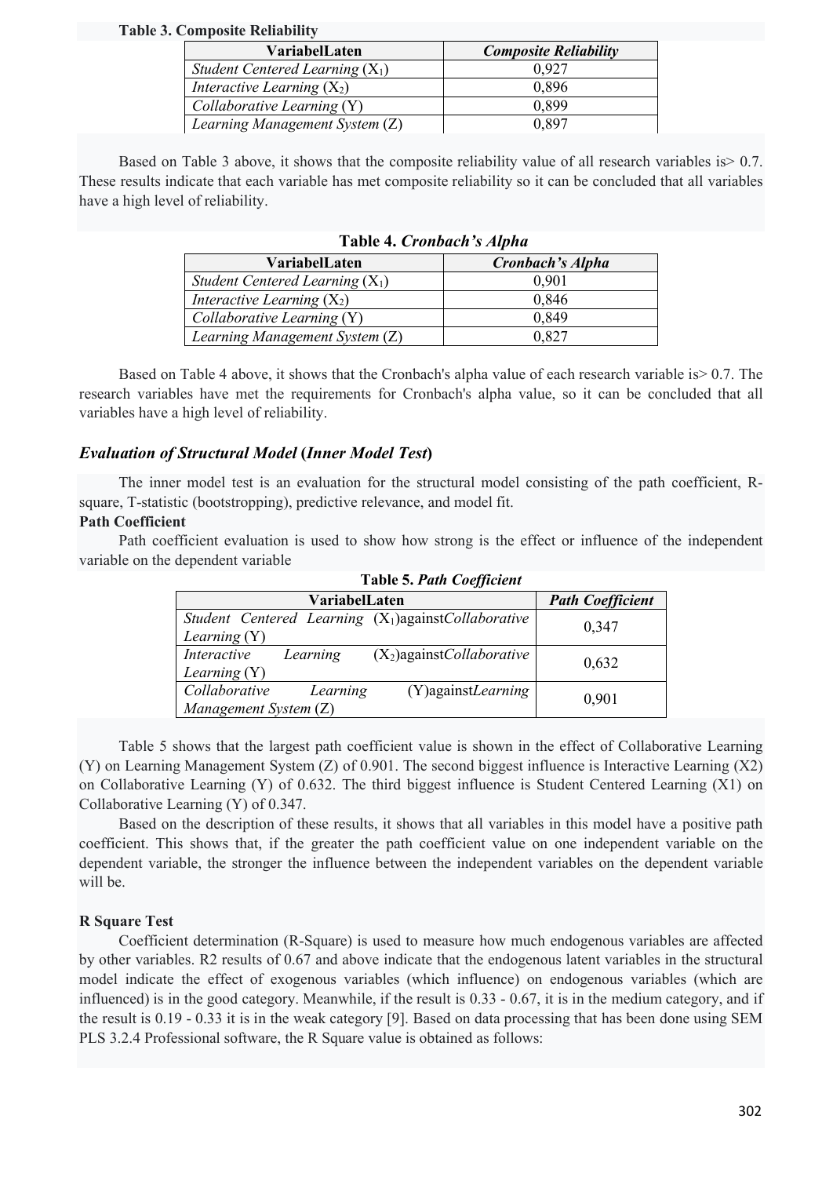**Table 3. Composite Reliability**

| VariabelLaten | *Composite Reliability* |
|---|---|
| *Student Centered Learning* ($X_1$) | 0,927 |
| *Interactive Learning* ($X_2$) | 0,896 |
| *Collaborative Learning* (Y) | 0,899 |
| *Learning Management System* (Z) | 0,897 |

Based on Table 3 above, it shows that the composite reliability value of all research variables is> 0.7. These results indicate that each variable has met composite reliability so it can be concluded that all variables have a high level of reliability.

**Table 4.** ***Cronbach's Alpha***

| VariabelLaten | *Cronbach's Alpha* |
|---|---|
| *Student Centered Learning* ($X_1$) | 0,901 |
| *Interactive Learning* ($X_2$) | 0,846 |
| *Collaborative Learning* (Y) | 0,849 |
| *Learning Management System* (Z) | 0,827 |

Based on Table 4 above, it shows that the Cronbach's alpha value of each research variable is> 0.7. The research variables have met the requirements for Cronbach's alpha value, so it can be concluded that all variables have a high level of reliability.

### *Evaluation of Structural Model* (*Inner Model Test*)

The inner model test is an evaluation for the structural model consisting of the path coefficient, R-square, T-statistic (bootstropping), predictive relevance, and model fit.

**Path Coefficient**

Path coefficient evaluation is used to show how strong is the effect or influence of the independent variable on the dependent variable

**Table 5.** ***Path Coefficient***

| VariabelLaten | *Path Coefficient* |
|---|---|
| *Student Centered Learning* ($X_1$)against*Collaborative Learning* (Y) | 0,347 |
| *Interactive Learning* ($X_2$)against*Collaborative Learning* (Y) | 0,632 |
| *Collaborative Learning* (Y)against*Learning Management System* (Z) | 0,901 |

Table 5 shows that the largest path coefficient value is shown in the effect of Collaborative Learning (Y) on Learning Management System (Z) of 0.901. The second biggest influence is Interactive Learning (X2) on Collaborative Learning (Y) of 0.632. The third biggest influence is Student Centered Learning (X1) on Collaborative Learning (Y) of 0.347.

Based on the description of these results, it shows that all variables in this model have a positive path coefficient. This shows that, if the greater the path coefficient value on one independent variable on the dependent variable, the stronger the influence between the independent variables on the dependent variable will be.

**R Square Test**

Coefficient determination (R-Square) is used to measure how much endogenous variables are affected by other variables. R2 results of 0.67 and above indicate that the endogenous latent variables in the structural model indicate the effect of exogenous variables (which influence) on endogenous variables (which are influenced) is in the good category. Meanwhile, if the result is 0.33 - 0.67, it is in the medium category, and if the result is 0.19 - 0.33 it is in the weak category [9]. Based on data processing that has been done using SEM PLS 3.2.4 Professional software, the R Square value is obtained as follows: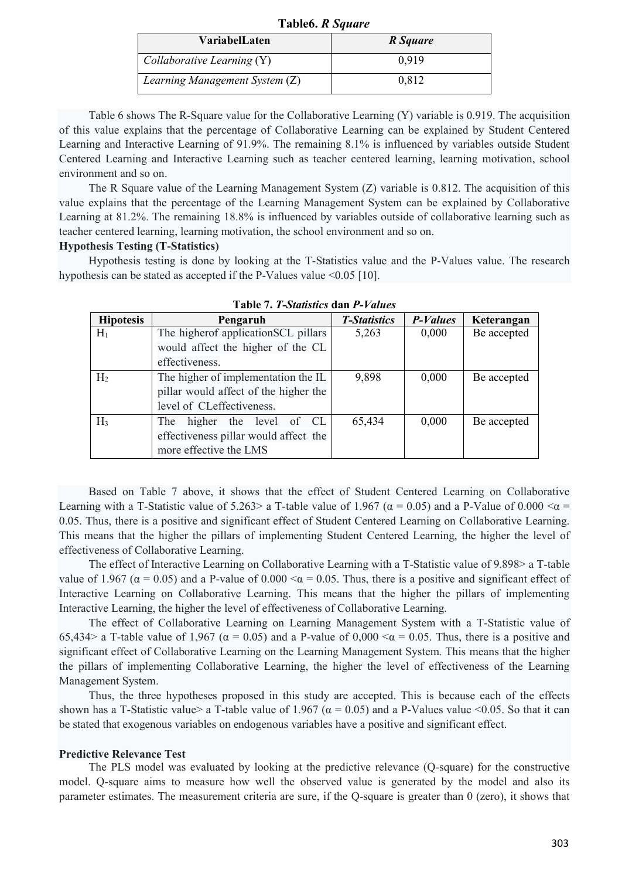**Table6.** ***R Square***

| VariabelLaten | *R Square* |
|---|---|
| *Collaborative Learning* (Y) | 0,919 |
| *Learning Management System* (Z) | 0,812 |

Table 6 shows The R-Square value for the Collaborative Learning (Y) variable is 0.919. The acquisition of this value explains that the percentage of Collaborative Learning can be explained by Student Centered Learning and Interactive Learning of 91.9%. The remaining 8.1% is influenced by variables outside Student Centered Learning and Interactive Learning such as teacher centered learning, learning motivation, school environment and so on.

The R Square value of the Learning Management System (Z) variable is 0.812. The acquisition of this value explains that the percentage of the Learning Management System can be explained by Collaborative Learning at 81.2%. The remaining 18.8% is influenced by variables outside of collaborative learning such as teacher centered learning, learning motivation, the school environment and so on.

**Hypothesis Testing (T-Statistics)**

Hypothesis testing is done by looking at the T-Statistics value and the P-Values value. The research hypothesis can be stated as accepted if the P-Values value <0.05 [10].

**Table 7.** ***T-Statistics*** **dan** ***P-Values***

| Hipotesis | Pengaruh | *T-Statistics* | *P-Values* | Keterangan |
|---|---|---|---|---|
| $H_1$ | The higherof applicationSCL pillars would affect the higher of the CL effectiveness. | 5,263 | 0,000 | Be accepted |
| $H_2$ | The higher of implementation the IL pillar would affect of the higher the level of CLeffectiveness. | 9,898 | 0,000 | Be accepted |
| $H_3$ | The higher the level of CL effectiveness pillar would affect the more effective the LMS | 65,434 | 0,000 | Be accepted |

Based on Table 7 above, it shows that the effect of Student Centered Learning on Collaborative Learning with a T-Statistic value of 5.263> a T-table value of 1.967 ($\alpha = 0.05$) and a P-Value of 0.000 <$\alpha$ = 0.05. Thus, there is a positive and significant effect of Student Centered Learning on Collaborative Learning. This means that the higher the pillars of implementing Student Centered Learning, the higher the level of effectiveness of Collaborative Learning.

The effect of Interactive Learning on Collaborative Learning with a T-Statistic value of 9.898> a T-table value of 1.967 ($\alpha = 0.05$) and a P-value of 0.000 <$\alpha$ = 0.05. Thus, there is a positive and significant effect of Interactive Learning on Collaborative Learning. This means that the higher the pillars of implementing Interactive Learning, the higher the level of effectiveness of Collaborative Learning.

The effect of Collaborative Learning on Learning Management System with a T-Statistic value of 65,434> a T-table value of 1,967 ($\alpha = 0.05$) and a P-value of 0,000 <$\alpha$ = 0.05. Thus, there is a positive and significant effect of Collaborative Learning on the Learning Management System. This means that the higher the pillars of implementing Collaborative Learning, the higher the level of effectiveness of the Learning Management System.

Thus, the three hypotheses proposed in this study are accepted. This is because each of the effects shown has a T-Statistic value> a T-table value of 1.967 ($\alpha = 0.05$) and a P-Values value <0.05. So that it can be stated that exogenous variables on endogenous variables have a positive and significant effect.

**Predictive Relevance Test**

The PLS model was evaluated by looking at the predictive relevance (Q-square) for the constructive model. Q-square aims to measure how well the observed value is generated by the model and also its parameter estimates. The measurement criteria are sure, if the Q-square is greater than 0 (zero), it shows that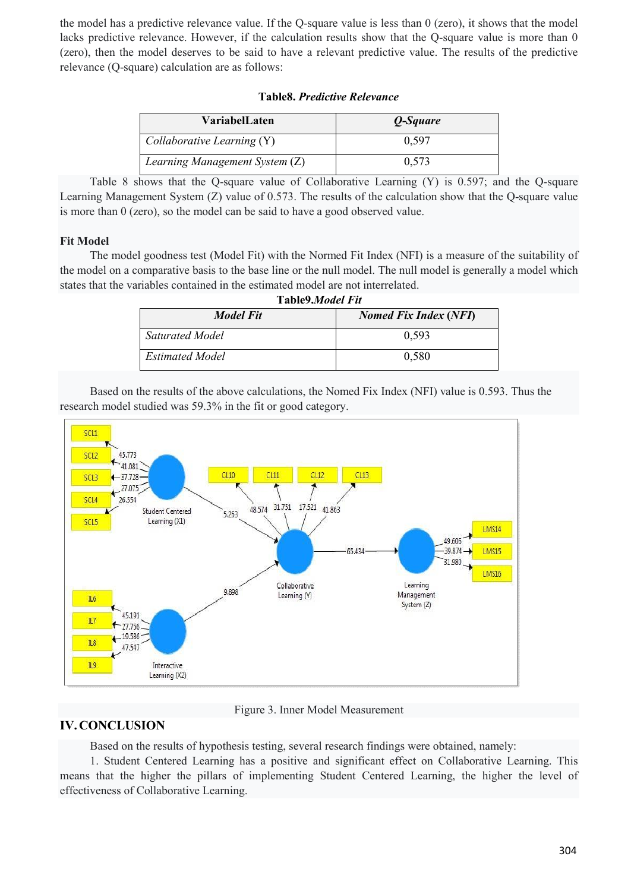the model has a predictive relevance value. If the Q-square value is less than 0 (zero), it shows that the model lacks predictive relevance. However, if the calculation results show that the Q-square value is more than 0 (zero), then the model deserves to be said to have a relevant predictive value. The results of the predictive relevance (Q-square) calculation are as follows:

**Table8.** ***Predictive Relevance***

| VariabelLaten | *Q-Square* |
|---|---|
| *Collaborative Learning* (Y) | 0,597 |
| *Learning Management System* (Z) | 0,573 |

Table 8 shows that the Q-square value of Collaborative Learning (Y) is 0.597; and the Q-square Learning Management System (Z) value of 0.573. The results of the calculation show that the Q-square value is more than 0 (zero), so the model can be said to have a good observed value.

**Fit Model**

The model goodness test (Model Fit) with the Normed Fit Index (NFI) is a measure of the suitability of the model on a comparative basis to the base line or the null model. The null model is generally a model which states that the variables contained in the estimated model are not interrelated.

**Table9.*Model Fit***

| *Model Fit* | *Nomed Fix Index (NFI)* |
|---|---|
| *Saturated Model* | 0,593 |
| *Estimated Model* | 0,580 |

Based on the results of the above calculations, the Nomed Fix Index (NFI) value is 0.593. Thus the research model studied was 59.3% in the fit or good category.

Figure 3. Inner Model Measurement

## IV. CONCLUSION

Based on the results of hypothesis testing, several research findings were obtained, namely:

1. Student Centered Learning has a positive and significant effect on Collaborative Learning. This means that the higher the pillars of implementing Student Centered Learning, the higher the level of effectiveness of Collaborative Learning.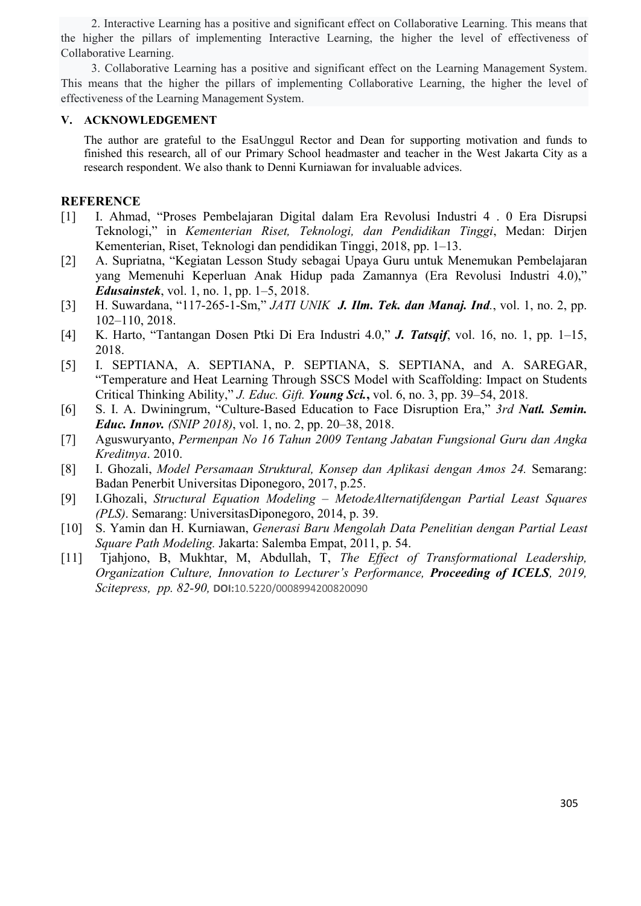2. Interactive Learning has a positive and significant effect on Collaborative Learning. This means that the higher the pillars of implementing Interactive Learning, the higher the level of effectiveness of Collaborative Learning.

3. Collaborative Learning has a positive and significant effect on the Learning Management System. This means that the higher the pillars of implementing Collaborative Learning, the higher the level of effectiveness of the Learning Management System.

## V. ACKNOWLEDGEMENT

The author are grateful to the EsaUnggul Rector and Dean for supporting motivation and funds to finished this research, all of our Primary School headmaster and teacher in the West Jakarta City as a research respondent. We also thank to Denni Kurniawan for invaluable advices.

## REFERENCE

[1] I. Ahmad, "Proses Pembelajaran Digital dalam Era Revolusi Industri 4 . 0 Era Disrupsi Teknologi," in *Kementerian Riset, Teknologi, dan Pendidikan Tinggi*, Medan: Dirjen Kementerian, Riset, Teknologi dan pendidikan Tinggi, 2018, pp. 1–13.

[2] A. Supriatna, "Kegiatan Lesson Study sebagai Upaya Guru untuk Menemukan Pembelajaran yang Memenuhi Keperluan Anak Hidup pada Zamannya (Era Revolusi Industri 4.0)," ***Edusainstek***, vol. 1, no. 1, pp. 1–5, 2018.

[3] H. Suwardana, "117-265-1-Sm," *JATI UNIK* ***J. Ilm. Tek. dan Manaj. Ind.***, vol. 1, no. 2, pp. 102–110, 2018.

[4] K. Harto, "Tantangan Dosen Ptki Di Era Industri 4.0," ***J. Tatsqif***, vol. 16, no. 1, pp. 1–15, 2018.

[5] I. SEPTIANA, A. SEPTIANA, P. SEPTIANA, S. SEPTIANA, and A. SAREGAR, "Temperature and Heat Learning Through SSCS Model with Scaffolding: Impact on Students Critical Thinking Ability," *J. Educ. Gift.* ***Young Sci.***, vol. 6, no. 3, pp. 39–54, 2018.

[6] S. I. A. Dwiningrum, "Culture-Based Education to Face Disruption Era," *3rd* ***Natl. Semin. Educ. Innov.*** *(SNIP 2018)*, vol. 1, no. 2, pp. 20–38, 2018.

[7] Aguswuryanto, *Permenpan No 16 Tahun 2009 Tentang Jabatan Fungsional Guru dan Angka Kreditnya*. 2010.

[8] I. Ghozali, *Model Persamaan Struktural, Konsep dan Aplikasi dengan Amos 24.* Semarang: Badan Penerbit Universitas Diponegoro, 2017, p.25.

[9] I.Ghozali, *Structural Equation Modeling – MetodeAlternatifdengan Partial Least Squares (PLS)*. Semarang: UniversitasDiponegoro, 2014, p. 39.

[10] S. Yamin dan H. Kurniawan, *Generasi Baru Mengolah Data Penelitian dengan Partial Least Square Path Modeling.* Jakarta: Salemba Empat, 2011, p. 54.

[11] Tjahjono, B, Mukhtar, M, Abdullah, T, *The Effect of Transformational Leadership, Organization Culture, Innovation to Lecturer's Performance,* ***Proceeding of ICELS****, 2019, Scitepress, pp. 82-90,* **DOI:**10.5220/0008994200820090